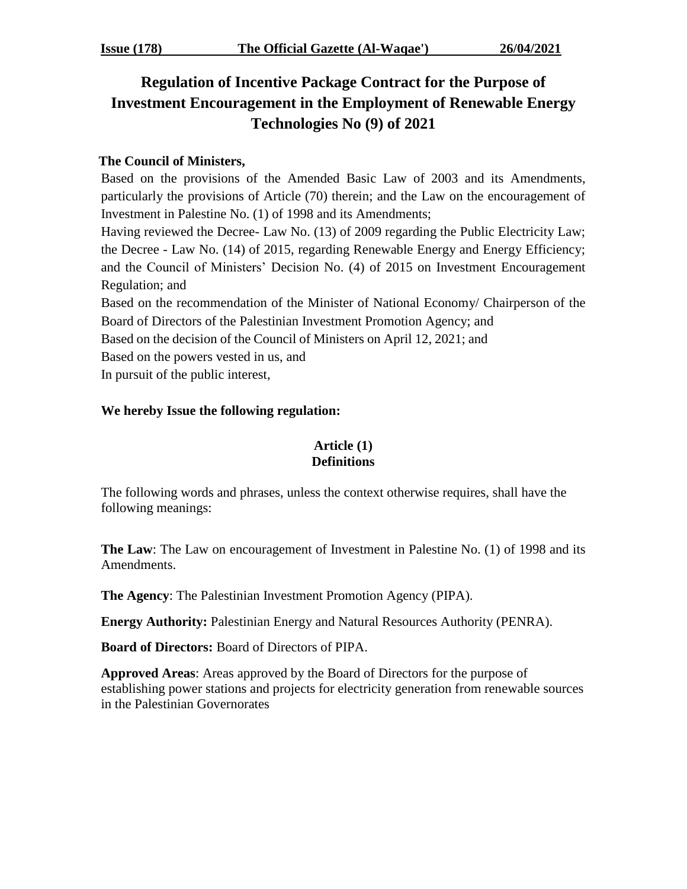# Regulation of Incentive Package Contract for the Purpose of Investment Encouragement in the Employment of Renewable Energy Technologies No (9) of 2021

**The Council of Ministers,**

Based on the provisions of the Amended Basic Law of 2003 and its Amendments, particularly the provisions of Article (70) therein; and the Law on the encouragement of Investment in Palestine No. (1) of 1998 and its Amendments;

Having reviewed the Decree- Law No. (13) of 2009 regarding the Public Electricity Law; the Decree - Law No. (14) of 2015, regarding Renewable Energy and Energy Efficiency; and the Council of Ministers' Decision No. (4) of 2015 on Investment Encouragement Regulation; and

Based on the recommendation of the Minister of National Economy/ Chairperson of the Board of Directors of the Palestinian Investment Promotion Agency; and

Based on the decision of the Council of Ministers on April 12, 2021; and

Based on the powers vested in us, and

In pursuit of the public interest,

**We hereby Issue the following regulation:**

## Article (1)
## Definitions

The following words and phrases, unless the context otherwise requires, shall have the following meanings:

**The Law**: The Law on encouragement of Investment in Palestine No. (1) of 1998 and its Amendments.

**The Agency**: The Palestinian Investment Promotion Agency (PIPA).

**Energy Authority:** Palestinian Energy and Natural Resources Authority (PENRA).

**Board of Directors:** Board of Directors of PIPA.

**Approved Areas**: Areas approved by the Board of Directors for the purpose of establishing power stations and projects for electricity generation from renewable sources in the Palestinian Governorates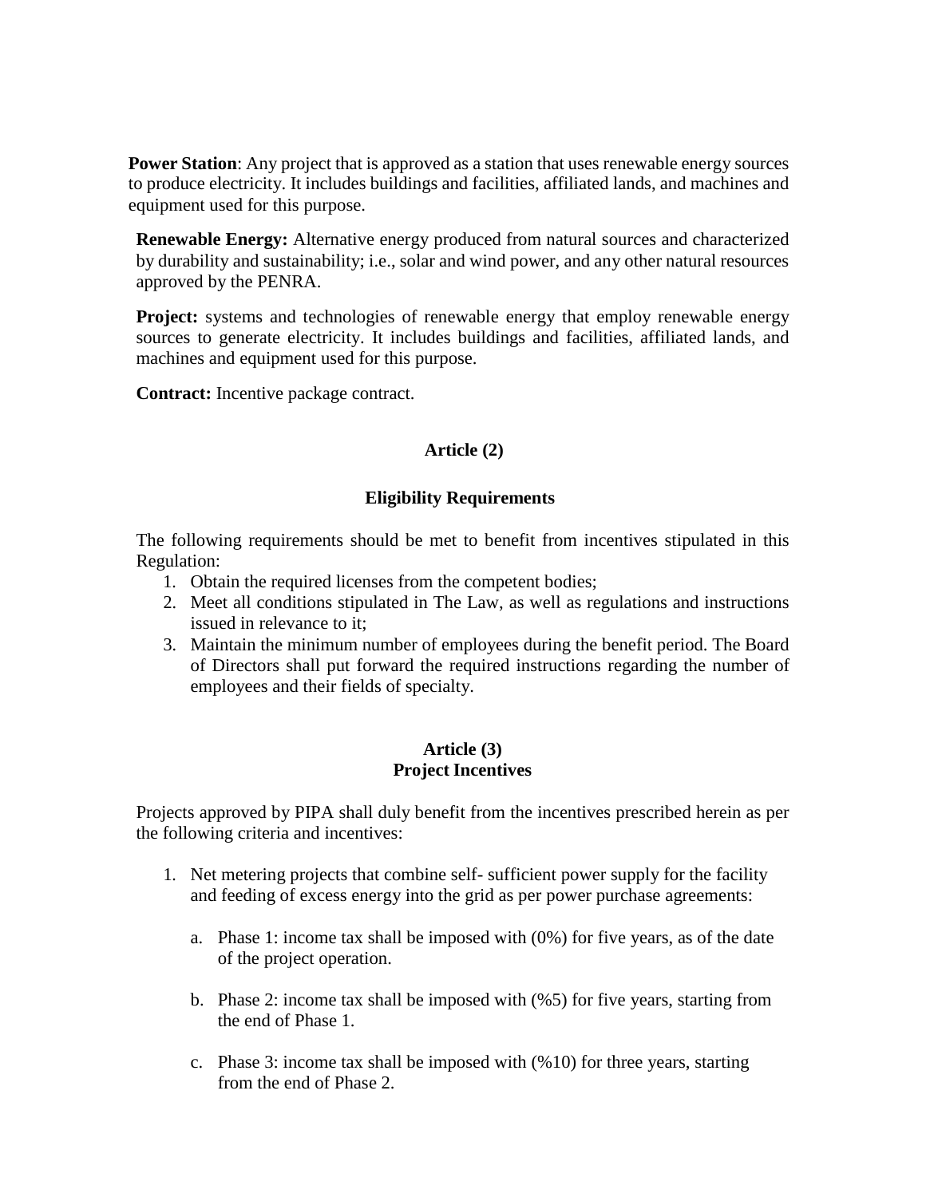**Power Station**: Any project that is approved as a station that uses renewable energy sources to produce electricity. It includes buildings and facilities, affiliated lands, and machines and equipment used for this purpose.

**Renewable Energy:** Alternative energy produced from natural sources and characterized by durability and sustainability; i.e., solar and wind power, and any other natural resources approved by the PENRA.

**Project:** systems and technologies of renewable energy that employ renewable energy sources to generate electricity. It includes buildings and facilities, affiliated lands, and machines and equipment used for this purpose.

**Contract:** Incentive package contract.

## Article (2)

### Eligibility Requirements

The following requirements should be met to benefit from incentives stipulated in this Regulation:

1. Obtain the required licenses from the competent bodies;
2. Meet all conditions stipulated in The Law, as well as regulations and instructions issued in relevance to it;
3. Maintain the minimum number of employees during the benefit period. The Board of Directors shall put forward the required instructions regarding the number of employees and their fields of specialty.

## Article (3)
### Project Incentives

Projects approved by PIPA shall duly benefit from the incentives prescribed herein as per the following criteria and incentives:

1. Net metering projects that combine self- sufficient power supply for the facility and feeding of excess energy into the grid as per power purchase agreements:

   a. Phase 1: income tax shall be imposed with (0%) for five years, as of the date of the project operation.

   b. Phase 2: income tax shall be imposed with (%5) for five years, starting from the end of Phase 1.

   c. Phase 3: income tax shall be imposed with (%10) for three years, starting from the end of Phase 2.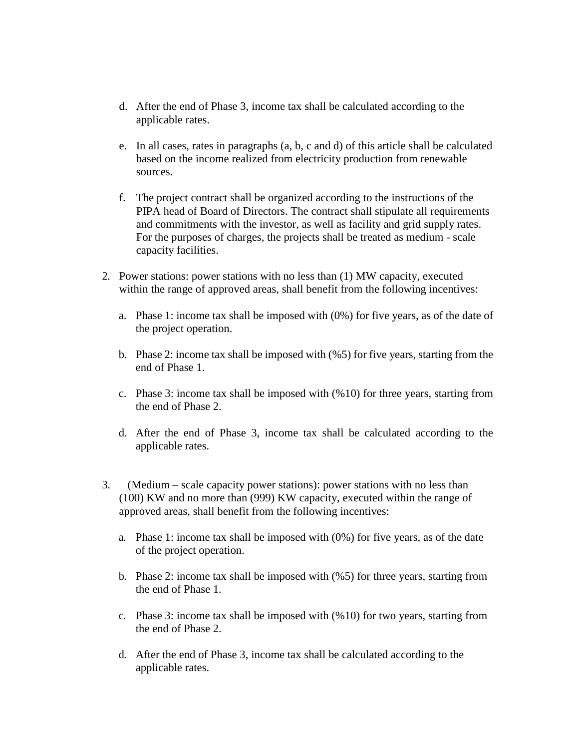d. After the end of Phase 3, income tax shall be calculated according to the applicable rates.

e. In all cases, rates in paragraphs (a, b, c and d) of this article shall be calculated based on the income realized from electricity production from renewable sources.

f. The project contract shall be organized according to the instructions of the PIPA head of Board of Directors. The contract shall stipulate all requirements and commitments with the investor, as well as facility and grid supply rates. For the purposes of charges, the projects shall be treated as medium - scale capacity facilities.

2. Power stations: power stations with no less than (1) MW capacity, executed within the range of approved areas, shall benefit from the following incentives:

   a. Phase 1: income tax shall be imposed with (0%) for five years, as of the date of the project operation.

   b. Phase 2: income tax shall be imposed with (%5) for five years, starting from the end of Phase 1.

   c. Phase 3: income tax shall be imposed with (%10) for three years, starting from the end of Phase 2.

   d. After the end of Phase 3, income tax shall be calculated according to the applicable rates.

3. (Medium – scale capacity power stations): power stations with no less than (100) KW and no more than (999) KW capacity, executed within the range of approved areas, shall benefit from the following incentives:

   a. Phase 1: income tax shall be imposed with (0%) for five years, as of the date of the project operation.

   b. Phase 2: income tax shall be imposed with (%5) for three years, starting from the end of Phase 1.

   c. Phase 3: income tax shall be imposed with (%10) for two years, starting from the end of Phase 2.

   d. After the end of Phase 3, income tax shall be calculated according to the applicable rates.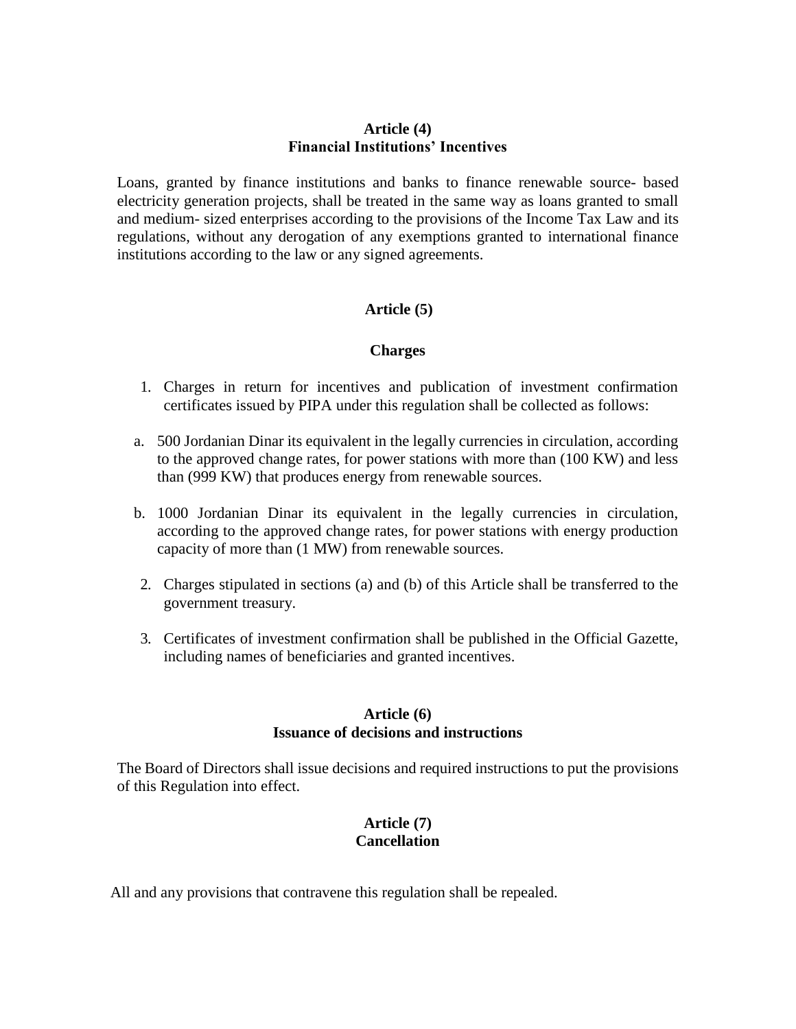**Article (4)**
**Financial Institutions' Incentives**

Loans, granted by finance institutions and banks to finance renewable source- based electricity generation projects, shall be treated in the same way as loans granted to small and medium- sized enterprises according to the provisions of the Income Tax Law and its regulations, without any derogation of any exemptions granted to international finance institutions according to the law or any signed agreements.

**Article (5)**

**Charges**

1. Charges in return for incentives and publication of investment confirmation certificates issued by PIPA under this regulation shall be collected as follows:

a. 500 Jordanian Dinar its equivalent in the legally currencies in circulation, according to the approved change rates, for power stations with more than (100 KW) and less than (999 KW) that produces energy from renewable sources.

b. 1000 Jordanian Dinar its equivalent in the legally currencies in circulation, according to the approved change rates, for power stations with energy production capacity of more than (1 MW) from renewable sources.

2. Charges stipulated in sections (a) and (b) of this Article shall be transferred to the government treasury.

3. Certificates of investment confirmation shall be published in the Official Gazette, including names of beneficiaries and granted incentives.

**Article (6)**
**Issuance of decisions and instructions**

The Board of Directors shall issue decisions and required instructions to put the provisions of this Regulation into effect.

**Article (7)**
**Cancellation**

All and any provisions that contravene this regulation shall be repealed.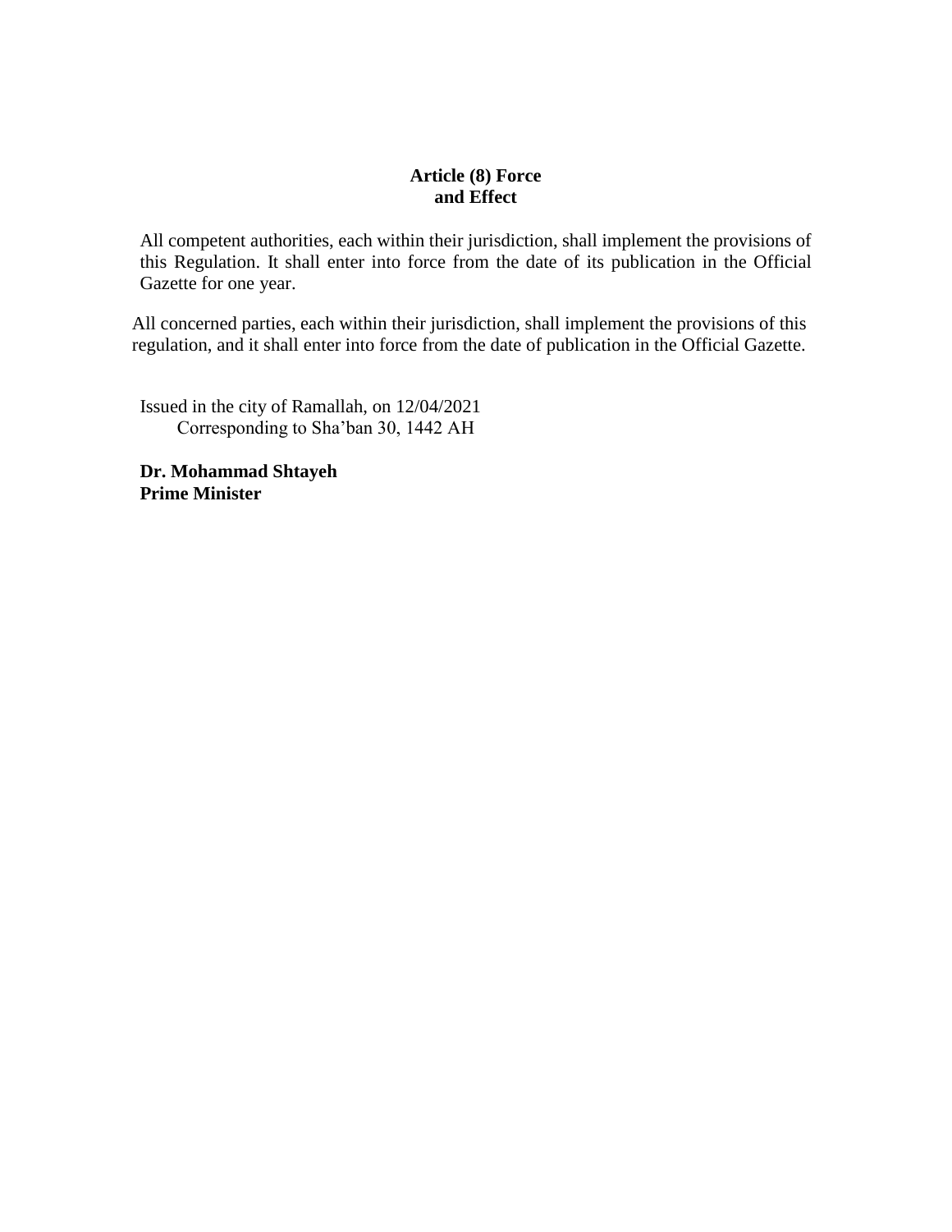### Article (8) Force and Effect

All competent authorities, each within their jurisdiction, shall implement the provisions of this Regulation. It shall enter into force from the date of its publication in the Official Gazette for one year.

All concerned parties, each within their jurisdiction, shall implement the provisions of this regulation, and it shall enter into force from the date of publication in the Official Gazette.

Issued in the city of Ramallah, on 12/04/2021
Corresponding to Sha'ban 30, 1442 AH

**Dr. Mohammad Shtayeh**
**Prime Minister**